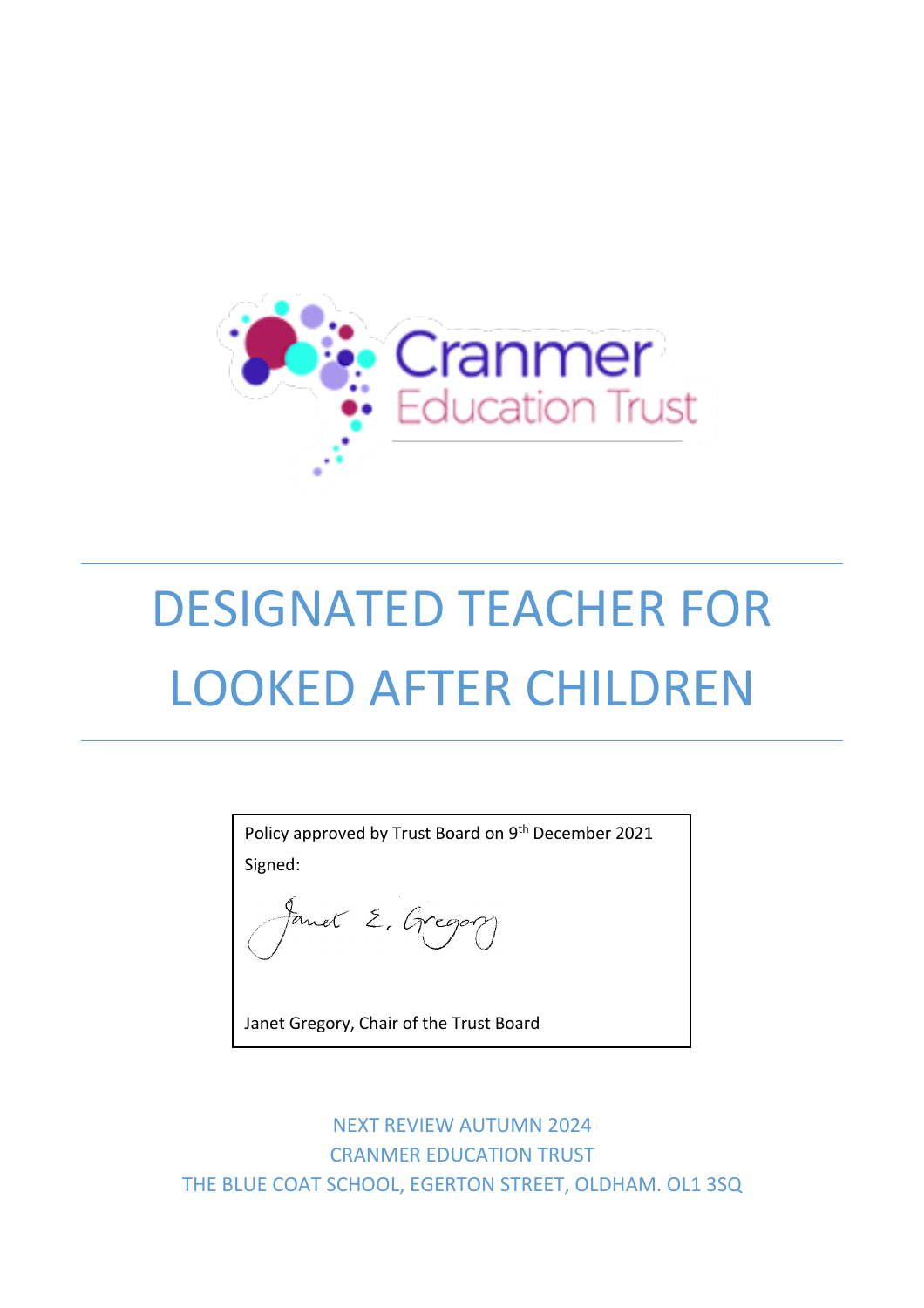Cranmer Education Trust

# DESIGNATED TEACHER FOR LOOKED AFTER CHILDREN

Policy approved by Trust Board on 9th December 2021

Signed:

Janet Gregory, Chair of the Trust Board

NEXT REVIEW AUTUMN 2024
CRANMER EDUCATION TRUST
THE BLUE COAT SCHOOL, EGERTON STREET, OLDHAM. OL1 3SQ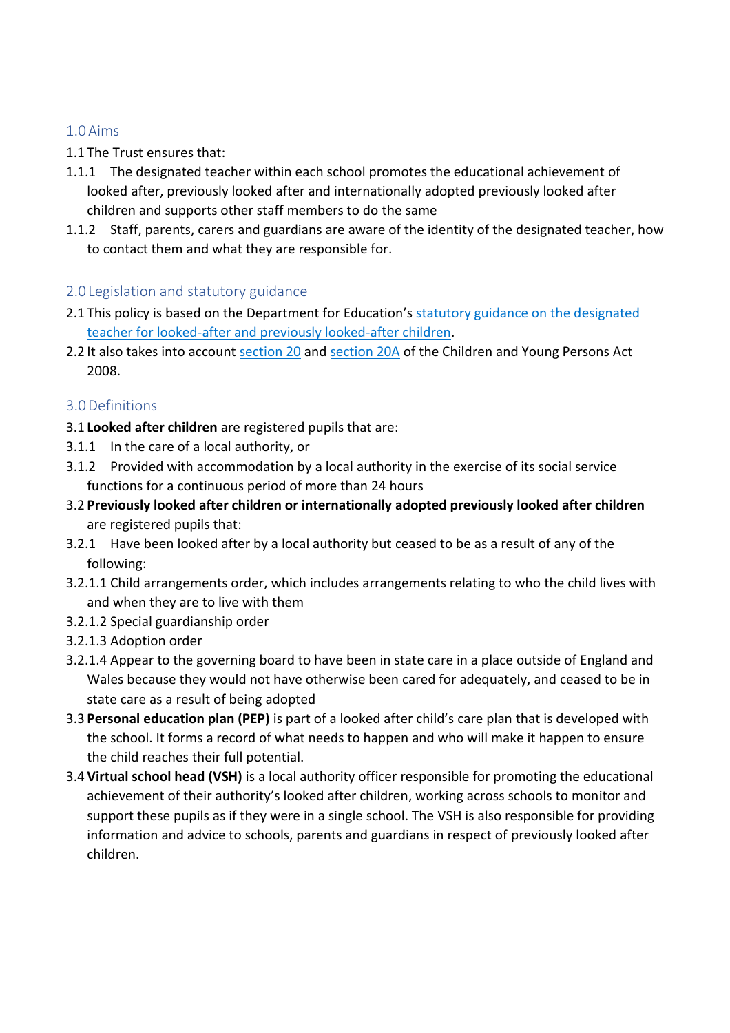## 1.0 Aims

1.1 The Trust ensures that:

1.1.1 The designated teacher within each school promotes the educational achievement of looked after, previously looked after and internationally adopted previously looked after children and supports other staff members to do the same

1.1.2 Staff, parents, carers and guardians are aware of the identity of the designated teacher, how to contact them and what they are responsible for.

## 2.0 Legislation and statutory guidance

2.1 This policy is based on the Department for Education's statutory guidance on the designated teacher for looked-after and previously looked-after children.

2.2 It also takes into account section 20 and section 20A of the Children and Young Persons Act 2008.

## 3.0 Definitions

3.1 **Looked after children** are registered pupils that are:

3.1.1 In the care of a local authority, or

3.1.2 Provided with accommodation by a local authority in the exercise of its social service functions for a continuous period of more than 24 hours

3.2 **Previously looked after children or internationally adopted previously looked after children** are registered pupils that:

3.2.1 Have been looked after by a local authority but ceased to be as a result of any of the following:

3.2.1.1 Child arrangements order, which includes arrangements relating to who the child lives with and when they are to live with them

3.2.1.2 Special guardianship order

3.2.1.3 Adoption order

3.2.1.4 Appear to the governing board to have been in state care in a place outside of England and Wales because they would not have otherwise been cared for adequately, and ceased to be in state care as a result of being adopted

3.3 **Personal education plan (PEP)** is part of a looked after child's care plan that is developed with the school. It forms a record of what needs to happen and who will make it happen to ensure the child reaches their full potential.

3.4 **Virtual school head (VSH)** is a local authority officer responsible for promoting the educational achievement of their authority's looked after children, working across schools to monitor and support these pupils as if they were in a single school. The VSH is also responsible for providing information and advice to schools, parents and guardians in respect of previously looked after children.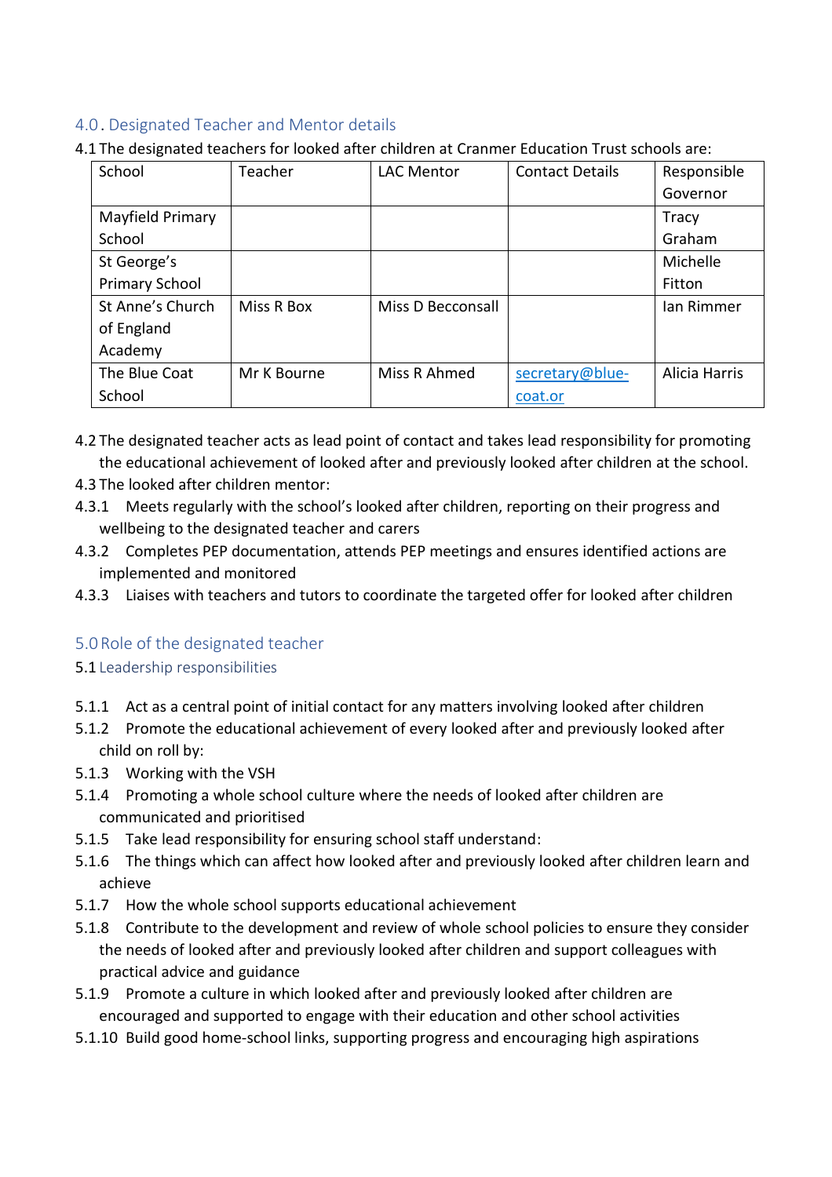## 4.0. Designated Teacher and Mentor details

4.1 The designated teachers for looked after children at Cranmer Education Trust schools are:

| School | Teacher | LAC Mentor | Contact Details | Responsible Governor |
|---|---|---|---|---|
| Mayfield Primary School | | | | Tracy Graham |
| St George's Primary School | | | | Michelle Fitton |
| St Anne's Church of England Academy | Miss R Box | Miss D Becconsall | | Ian Rimmer |
| The Blue Coat School | Mr K Bourne | Miss R Ahmed | secretary@blue-coat.or | Alicia Harris |

4.2 The designated teacher acts as lead point of contact and takes lead responsibility for promoting the educational achievement of looked after and previously looked after children at the school.

4.3 The looked after children mentor:

4.3.1 Meets regularly with the school's looked after children, reporting on their progress and wellbeing to the designated teacher and carers

4.3.2 Completes PEP documentation, attends PEP meetings and ensures identified actions are implemented and monitored

4.3.3 Liaises with teachers and tutors to coordinate the targeted offer for looked after children

## 5.0 Role of the designated teacher

### 5.1 Leadership responsibilities

5.1.1 Act as a central point of initial contact for any matters involving looked after children

5.1.2 Promote the educational achievement of every looked after and previously looked after child on roll by:

5.1.3 Working with the VSH

5.1.4 Promoting a whole school culture where the needs of looked after children are communicated and prioritised

5.1.5 Take lead responsibility for ensuring school staff understand:

5.1.6 The things which can affect how looked after and previously looked after children learn and achieve

5.1.7 How the whole school supports educational achievement

5.1.8 Contribute to the development and review of whole school policies to ensure they consider the needs of looked after and previously looked after children and support colleagues with practical advice and guidance

5.1.9 Promote a culture in which looked after and previously looked after children are encouraged and supported to engage with their education and other school activities

5.1.10 Build good home-school links, supporting progress and encouraging high aspirations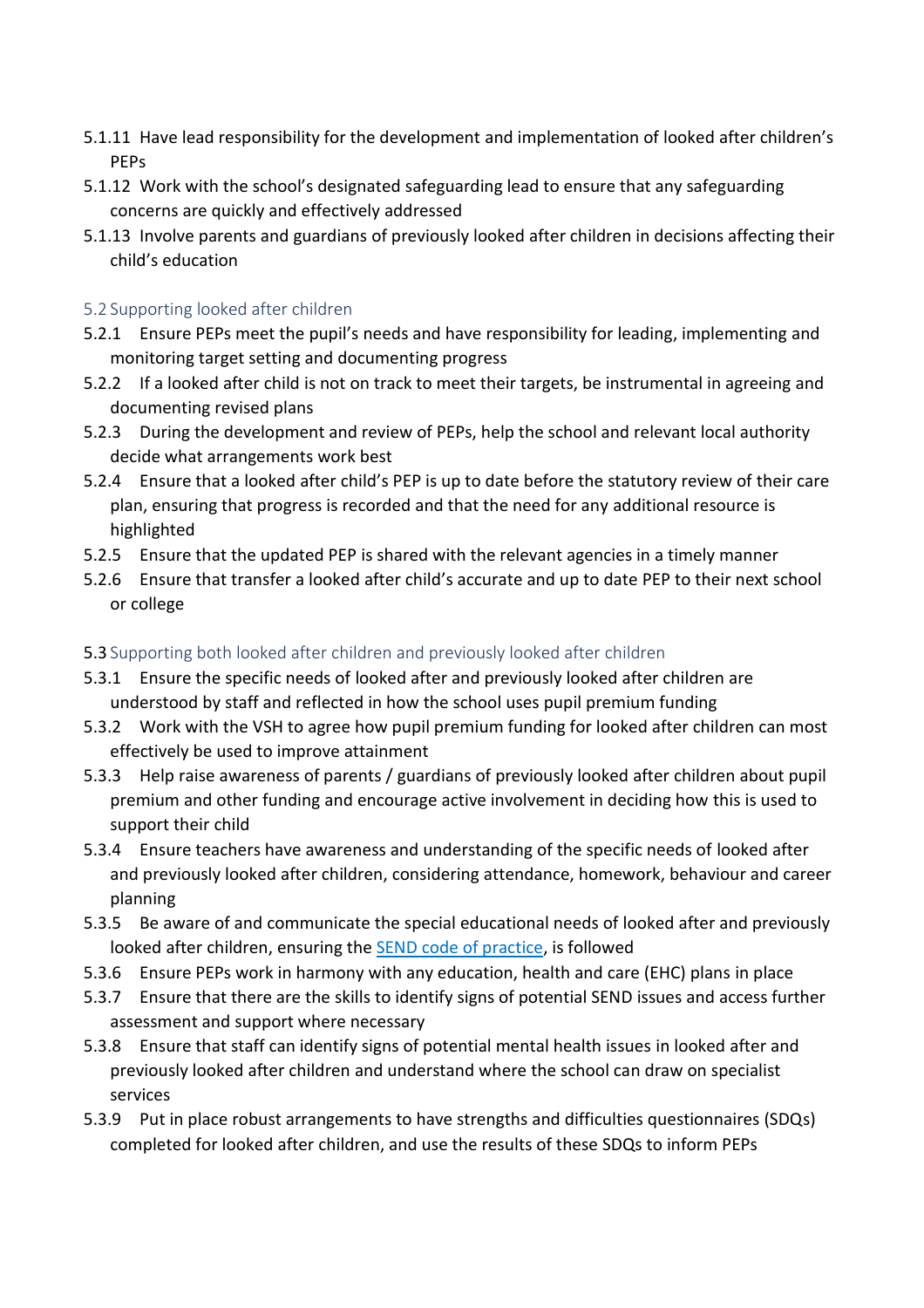5.1.11 Have lead responsibility for the development and implementation of looked after children's PEPs

5.1.12 Work with the school's designated safeguarding lead to ensure that any safeguarding concerns are quickly and effectively addressed

5.1.13 Involve parents and guardians of previously looked after children in decisions affecting their child's education

### 5.2 Supporting looked after children

5.2.1 Ensure PEPs meet the pupil's needs and have responsibility for leading, implementing and monitoring target setting and documenting progress

5.2.2 If a looked after child is not on track to meet their targets, be instrumental in agreeing and documenting revised plans

5.2.3 During the development and review of PEPs, help the school and relevant local authority decide what arrangements work best

5.2.4 Ensure that a looked after child's PEP is up to date before the statutory review of their care plan, ensuring that progress is recorded and that the need for any additional resource is highlighted

5.2.5 Ensure that the updated PEP is shared with the relevant agencies in a timely manner

5.2.6 Ensure that transfer a looked after child's accurate and up to date PEP to their next school or college

### 5.3 Supporting both looked after children and previously looked after children

5.3.1 Ensure the specific needs of looked after and previously looked after children are understood by staff and reflected in how the school uses pupil premium funding

5.3.2 Work with the VSH to agree how pupil premium funding for looked after children can most effectively be used to improve attainment

5.3.3 Help raise awareness of parents / guardians of previously looked after children about pupil premium and other funding and encourage active involvement in deciding how this is used to support their child

5.3.4 Ensure teachers have awareness and understanding of the specific needs of looked after and previously looked after children, considering attendance, homework, behaviour and career planning

5.3.5 Be aware of and communicate the special educational needs of looked after and previously looked after children, ensuring the SEND code of practice, is followed

5.3.6 Ensure PEPs work in harmony with any education, health and care (EHC) plans in place

5.3.7 Ensure that there are the skills to identify signs of potential SEND issues and access further assessment and support where necessary

5.3.8 Ensure that staff can identify signs of potential mental health issues in looked after and previously looked after children and understand where the school can draw on specialist services

5.3.9 Put in place robust arrangements to have strengths and difficulties questionnaires (SDQs) completed for looked after children, and use the results of these SDQs to inform PEPs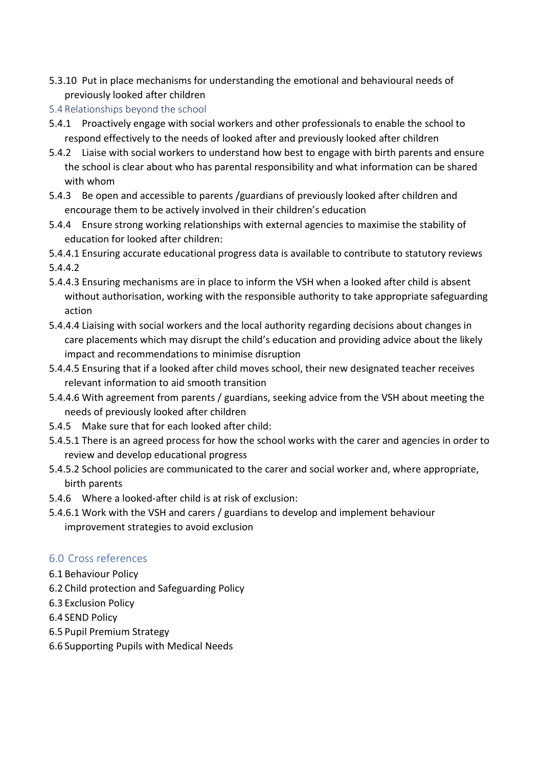5.3.10 Put in place mechanisms for understanding the emotional and behavioural needs of previously looked after children

### 5.4 Relationships beyond the school

5.4.1 Proactively engage with social workers and other professionals to enable the school to respond effectively to the needs of looked after and previously looked after children

5.4.2 Liaise with social workers to understand how best to engage with birth parents and ensure the school is clear about who has parental responsibility and what information can be shared with whom

5.4.3 Be open and accessible to parents /guardians of previously looked after children and encourage them to be actively involved in their children's education

5.4.4 Ensure strong working relationships with external agencies to maximise the stability of education for looked after children:

5.4.4.1 Ensuring accurate educational progress data is available to contribute to statutory reviews

5.4.4.2

5.4.4.3 Ensuring mechanisms are in place to inform the VSH when a looked after child is absent without authorisation, working with the responsible authority to take appropriate safeguarding action

5.4.4.4 Liaising with social workers and the local authority regarding decisions about changes in care placements which may disrupt the child's education and providing advice about the likely impact and recommendations to minimise disruption

5.4.4.5 Ensuring that if a looked after child moves school, their new designated teacher receives relevant information to aid smooth transition

5.4.4.6 With agreement from parents / guardians, seeking advice from the VSH about meeting the needs of previously looked after children

5.4.5 Make sure that for each looked after child:

5.4.5.1 There is an agreed process for how the school works with the carer and agencies in order to review and develop educational progress

5.4.5.2 School policies are communicated to the carer and social worker and, where appropriate, birth parents

5.4.6 Where a looked-after child is at risk of exclusion:

5.4.6.1 Work with the VSH and carers / guardians to develop and implement behaviour improvement strategies to avoid exclusion

## 6.0 Cross references

6.1 Behaviour Policy

6.2 Child protection and Safeguarding Policy

6.3 Exclusion Policy

6.4 SEND Policy

6.5 Pupil Premium Strategy

6.6 Supporting Pupils with Medical Needs